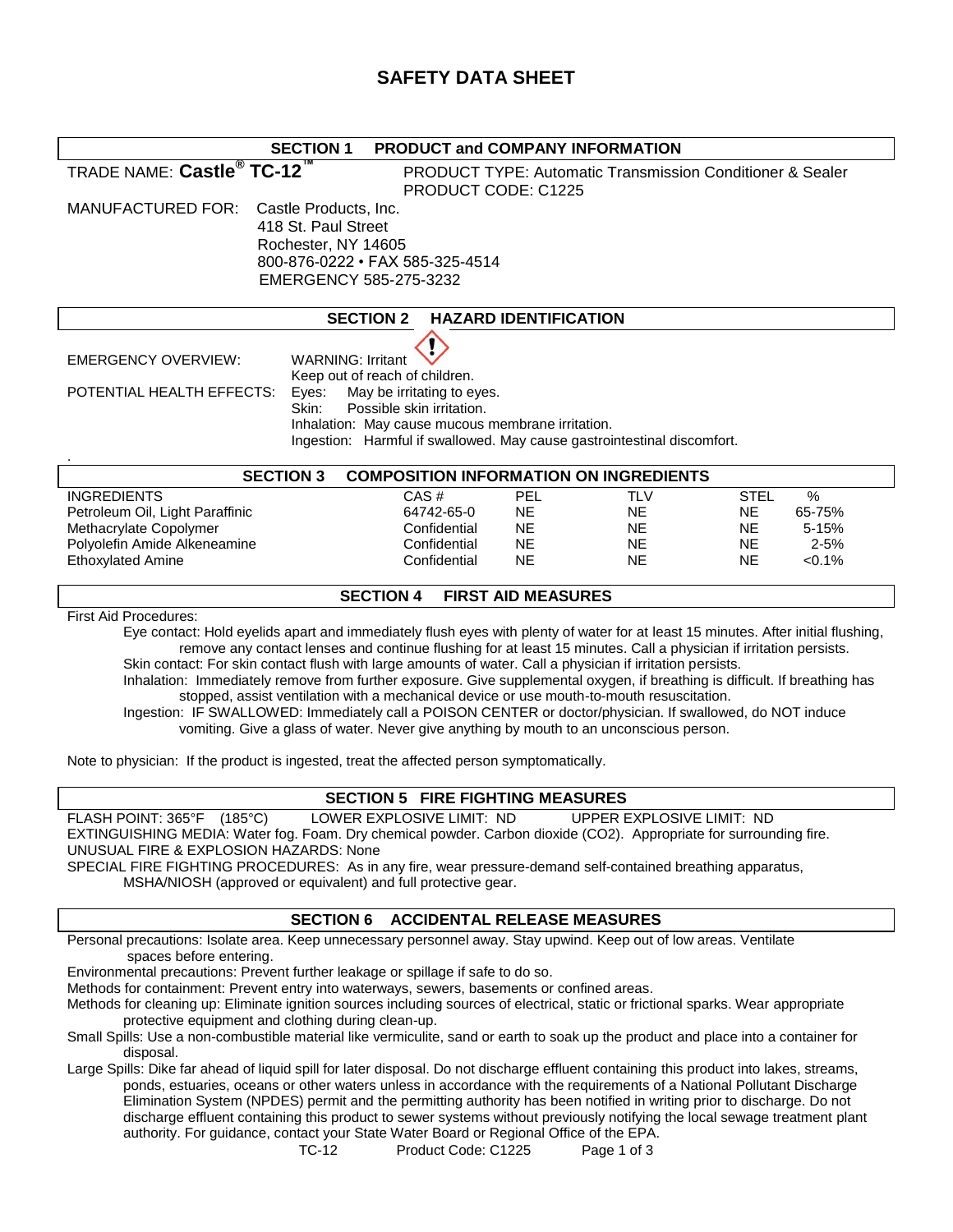# SAFETY DATA SHEET

## SECTION 1 PRODUCT and COMPANY INFORMATION

TRADE NAME: **Castle® TC-12™**

PRODUCT TYPE: Automatic Transmission Conditioner & Sealer
PRODUCT CODE: C1225

MANUFACTURED FOR: Castle Products, Inc.
418 St. Paul Street
Rochester, NY 14605
800-876-0222 • FAX 585-325-4514
EMERGENCY 585-275-3232

## SECTION 2 HAZARD IDENTIFICATION

EMERGENCY OVERVIEW: WARNING: Irritant
Keep out of reach of children.

POTENTIAL HEALTH EFFECTS:
- Eyes: May be irritating to eyes.
- Skin: Possible skin irritation.
- Inhalation: May cause mucous membrane irritation.
- Ingestion: Harmful if swallowed. May cause gastrointestinal discomfort.

## SECTION 3 COMPOSITION INFORMATION ON INGREDIENTS

| INGREDIENTS | CAS # | PEL | TLV | STEL | % |
|---|---|---|---|---|---|
| Petroleum Oil, Light Paraffinic | 64742-65-0 | NE | NE | NE | 65-75% |
| Methacrylate Copolymer | Confidential | NE | NE | NE | 5-15% |
| Polyolefin Amide Alkeneamine | Confidential | NE | NE | NE | 2-5% |
| Ethoxylated Amine | Confidential | NE | NE | NE | <0.1% |

## SECTION 4 FIRST AID MEASURES

First Aid Procedures:

Eye contact: Hold eyelids apart and immediately flush eyes with plenty of water for at least 15 minutes. After initial flushing, remove any contact lenses and continue flushing for at least 15 minutes. Call a physician if irritation persists.

Skin contact: For skin contact flush with large amounts of water. Call a physician if irritation persists.

Inhalation: Immediately remove from further exposure. Give supplemental oxygen, if breathing is difficult. If breathing has stopped, assist ventilation with a mechanical device or use mouth-to-mouth resuscitation.

Ingestion: IF SWALLOWED: Immediately call a POISON CENTER or doctor/physician. If swallowed, do NOT induce vomiting. Give a glass of water. Never give anything by mouth to an unconscious person.

Note to physician: If the product is ingested, treat the affected person symptomatically.

## SECTION 5 FIRE FIGHTING MEASURES

FLASH POINT: 365°F (185°C) LOWER EXPLOSIVE LIMIT: ND UPPER EXPLOSIVE LIMIT: ND

EXTINGUISHING MEDIA: Water fog. Foam. Dry chemical powder. Carbon dioxide ($CO_2$). Appropriate for surrounding fire.

UNUSUAL FIRE & EXPLOSION HAZARDS: None

SPECIAL FIRE FIGHTING PROCEDURES: As in any fire, wear pressure-demand self-contained breathing apparatus, MSHA/NIOSH (approved or equivalent) and full protective gear.

## SECTION 6 ACCIDENTAL RELEASE MEASURES

Personal precautions: Isolate area. Keep unnecessary personnel away. Stay upwind. Keep out of low areas. Ventilate spaces before entering.

Environmental precautions: Prevent further leakage or spillage if safe to do so.

Methods for containment: Prevent entry into waterways, sewers, basements or confined areas.

Methods for cleaning up: Eliminate ignition sources including sources of electrical, static or frictional sparks. Wear appropriate protective equipment and clothing during clean-up.

Small Spills: Use a non-combustible material like vermiculite, sand or earth to soak up the product and place into a container for disposal.

Large Spills: Dike far ahead of liquid spill for later disposal. Do not discharge effluent containing this product into lakes, streams, ponds, estuaries, oceans or other waters unless in accordance with the requirements of a National Pollutant Discharge Elimination System (NPDES) permit and the permitting authority has been notified in writing prior to discharge. Do not discharge effluent containing this product to sewer systems without previously notifying the local sewage treatment plant authority. For guidance, contact your State Water Board or Regional Office of the EPA.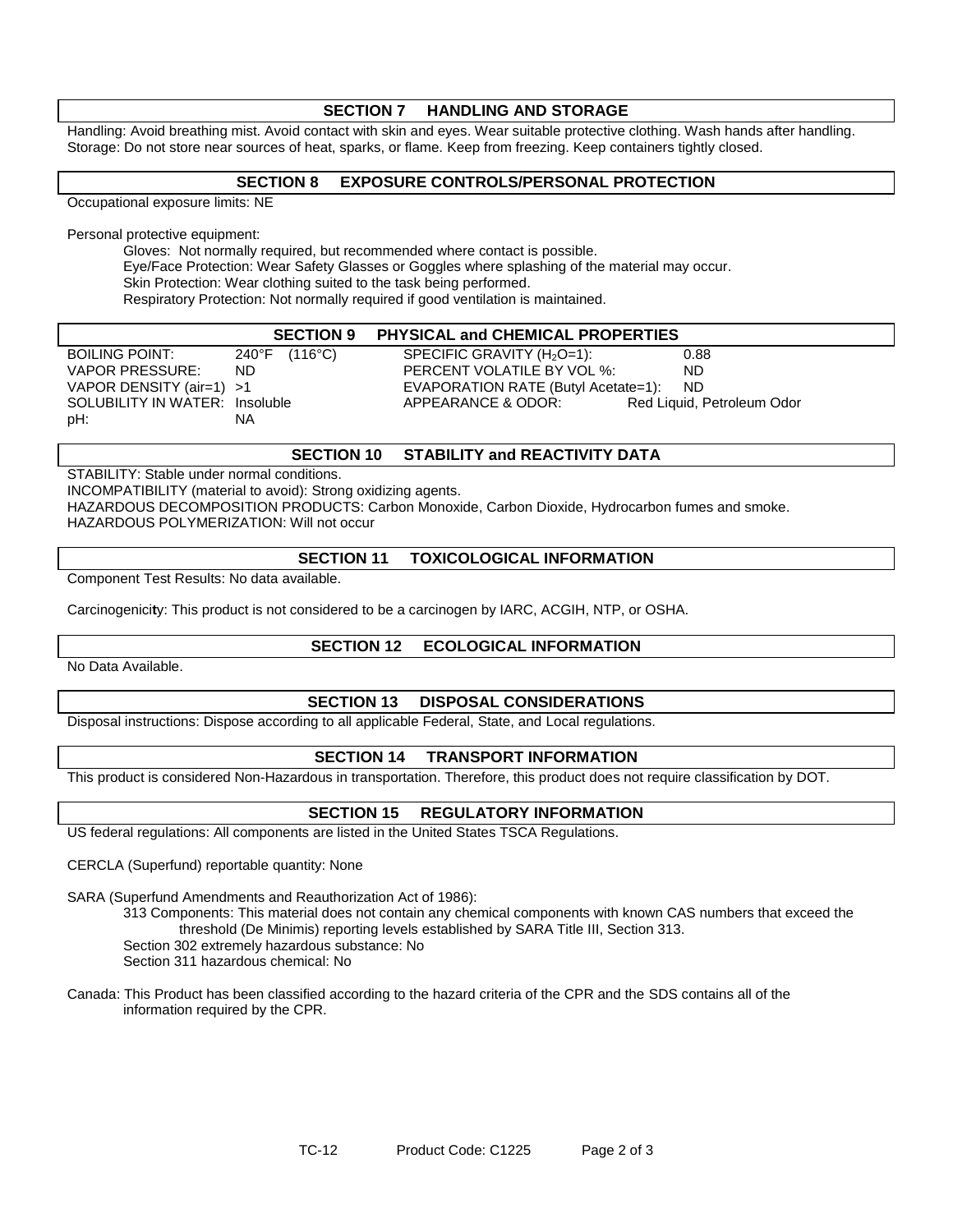## SECTION 7 HANDLING AND STORAGE

Handling: Avoid breathing mist. Avoid contact with skin and eyes. Wear suitable protective clothing. Wash hands after handling.
Storage: Do not store near sources of heat, sparks, or flame. Keep from freezing. Keep containers tightly closed.

## SECTION 8 EXPOSURE CONTROLS/PERSONAL PROTECTION

Occupational exposure limits: NE

Personal protective equipment:

Gloves: Not normally required, but recommended where contact is possible.
Eye/Face Protection: Wear Safety Glasses or Goggles where splashing of the material may occur.
Skin Protection: Wear clothing suited to the task being performed.
Respiratory Protection: Not normally required if good ventilation is maintained.

## SECTION 9 PHYSICAL and CHEMICAL PROPERTIES

| | | | |
|---|---|---|---|
| BOILING POINT: | 240°F (116°C) | SPECIFIC GRAVITY ($H_2O$=1): | 0.88 |
| VAPOR PRESSURE: | ND | PERCENT VOLATILE BY VOL %: | ND |
| VAPOR DENSITY (air=1) | >1 | EVAPORATION RATE (Butyl Acetate=1): | ND |
| SOLUBILITY IN WATER: | Insoluble | APPEARANCE & ODOR: | Red Liquid, Petroleum Odor |
| pH: | NA | | |

## SECTION 10 STABILITY and REACTIVITY DATA

STABILITY: Stable under normal conditions.
INCOMPATIBILITY (material to avoid): Strong oxidizing agents.
HAZARDOUS DECOMPOSITION PRODUCTS: Carbon Monoxide, Carbon Dioxide, Hydrocarbon fumes and smoke.
HAZARDOUS POLYMERIZATION: Will not occur

## SECTION 11 TOXICOLOGICAL INFORMATION

Component Test Results: No data available.

Carcinogenicity: This product is not considered to be a carcinogen by IARC, ACGIH, NTP, or OSHA.

## SECTION 12 ECOLOGICAL INFORMATION

No Data Available.

## SECTION 13 DISPOSAL CONSIDERATIONS

Disposal instructions: Dispose according to all applicable Federal, State, and Local regulations.

## SECTION 14 TRANSPORT INFORMATION

This product is considered Non-Hazardous in transportation. Therefore, this product does not require classification by DOT.

## SECTION 15 REGULATORY INFORMATION

US federal regulations: All components are listed in the United States TSCA Regulations.

CERCLA (Superfund) reportable quantity: None

SARA (Superfund Amendments and Reauthorization Act of 1986):

313 Components: This material does not contain any chemical components with known CAS numbers that exceed the threshold (De Minimis) reporting levels established by SARA Title III, Section 313.
Section 302 extremely hazardous substance: No
Section 311 hazardous chemical: No

Canada: This Product has been classified according to the hazard criteria of the CPR and the SDS contains all of the information required by the CPR.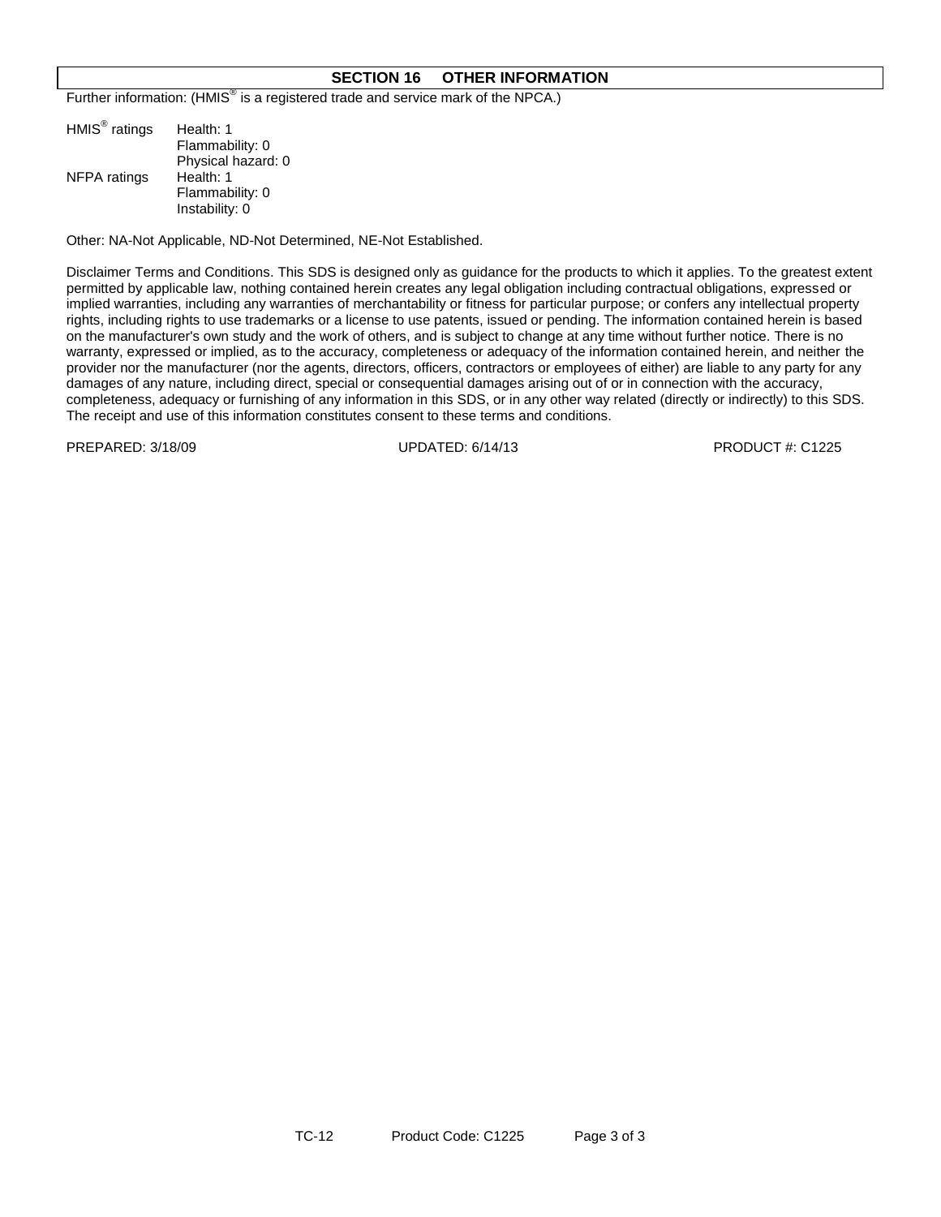## SECTION 16 OTHER INFORMATION

Further information: (HMIS® is a registered trade and service mark of the NPCA.)

| | |
|---|---|
| HMIS® ratings | Health: 1<br>Flammability: 0<br>Physical hazard: 0 |
| NFPA ratings | Health: 1<br>Flammability: 0<br>Instability: 0 |

Other: NA-Not Applicable, ND-Not Determined, NE-Not Established.

Disclaimer Terms and Conditions. This SDS is designed only as guidance for the products to which it applies. To the greatest extent permitted by applicable law, nothing contained herein creates any legal obligation including contractual obligations, expressed or implied warranties, including any warranties of merchantability or fitness for particular purpose; or confers any intellectual property rights, including rights to use trademarks or a license to use patents, issued or pending. The information contained herein is based on the manufacturer's own study and the work of others, and is subject to change at any time without further notice. There is no warranty, expressed or implied, as to the accuracy, completeness or adequacy of the information contained herein, and neither the provider nor the manufacturer (nor the agents, directors, officers, contractors or employees of either) are liable to any party for any damages of any nature, including direct, special or consequential damages arising out of or in connection with the accuracy, completeness, adequacy or furnishing of any information in this SDS, or in any other way related (directly or indirectly) to this SDS. The receipt and use of this information constitutes consent to these terms and conditions.

PREPARED: 3/18/09 UPDATED: 6/14/13 PRODUCT #: C1225